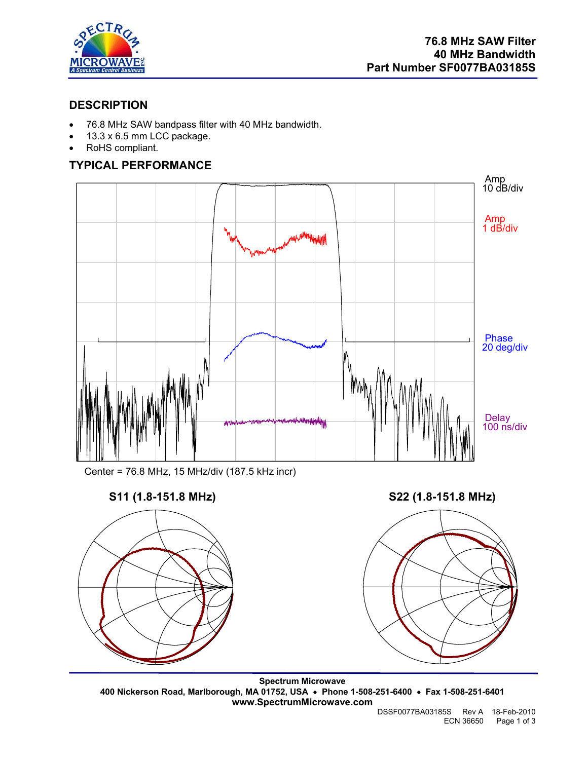# 76.8 MHz SAW Filter
# 40 MHz Bandwidth
# Part Number SF0077BA03185S

## DESCRIPTION

- 76.8 MHz SAW bandpass filter with 40 MHz bandwidth.
- 13.3 x 6.5 mm LCC package.
- RoHS compliant.

## TYPICAL PERFORMANCE

Amp 10 dB/div

Amp 1 dB/div

Phase 20 deg/div

Delay 100 ns/div

Center = 76.8 MHz, 15 MHz/div (187.5 kHz incr)

**S11 (1.8-151.8 MHz)**

**S22 (1.8-151.8 MHz)**

**Spectrum Microwave**
**400 Nickerson Road, Marlborough, MA 01752, USA • Phone 1-508-251-6400 • Fax 1-508-251-6401**
**www.SpectrumMicrowave.com**

DSSF0077BA03185S Rev A 18-Feb-2010
ECN 36650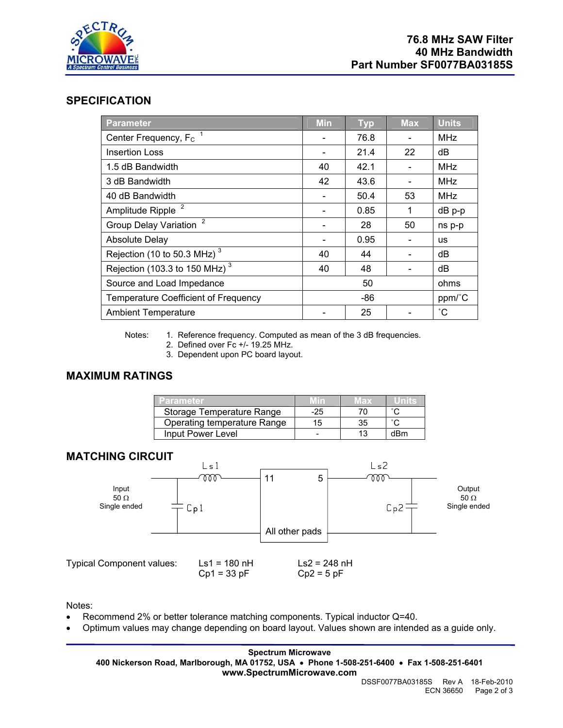# 76.8 MHz SAW Filter
# 40 MHz Bandwidth
# Part Number SF0077BA03185S

## SPECIFICATION

| Parameter | Min | Typ | Max | Units |
|---|---|---|---|---|
| Center Frequency, $F_C$ [1] | - | 76.8 | - | MHz |
| Insertion Loss | - | 21.4 | 22 | dB |
| 1.5 dB Bandwidth | 40 | 42.1 | - | MHz |
| 3 dB Bandwidth | 42 | 43.6 | - | MHz |
| 40 dB Bandwidth | - | 50.4 | 53 | MHz |
| Amplitude Ripple [2] | - | 0.85 | 1 | dB p-p |
| Group Delay Variation [2] | - | 28 | 50 | ns p-p |
| Absolute Delay | - | 0.95 | - | us |
| Rejection (10 to 50.3 MHz) [3] | 40 | 44 | - | dB |
| Rejection (103.3 to 150 MHz) [3] | 40 | 48 | - | dB |
| Source and Load Impedance | | 50 | | ohms |
| Temperature Coefficient of Frequency | | -86 | | ppm/˚C |
| Ambient Temperature | - | 25 | - | ˚C |

Notes:
1. Reference frequency. Computed as mean of the 3 dB frequencies.
2. Defined over Fc +/- 19.25 MHz.
3. Dependent upon PC board layout.

## MAXIMUM RATINGS

| Parameter | Min | Max | Units |
|---|---|---|---|
| Storage Temperature Range | -25 | 70 | ˚C |
| Operating temperature Range | 15 | 35 | ˚C |
| Input Power Level | - | 13 | dBm |

## MATCHING CIRCUIT

Input 50 Ω Single ended — Ls1 (series), Cp1 (shunt) — pad 11 | All other pads | pad 5 — Ls2 (series), Cp2 (shunt) — Output 50 Ω Single ended

Typical Component values:

| | |
|---|---|
| Ls1 = 180 nH | Ls2 = 248 nH |
| Cp1 = 33 pF | Cp2 = 5 pF |

Notes:
- Recommend 2% or better tolerance matching components. Typical inductor Q=40.
- Optimum values may change depending on board layout. Values shown are intended as a guide only.

**Spectrum Microwave**
**400 Nickerson Road, Marlborough, MA 01752, USA • Phone 1-508-251-6400 • Fax 1-508-251-6401**
**www.SpectrumMicrowave.com**

DSSF0077BA03185S Rev A 18-Feb-2010
ECN 36650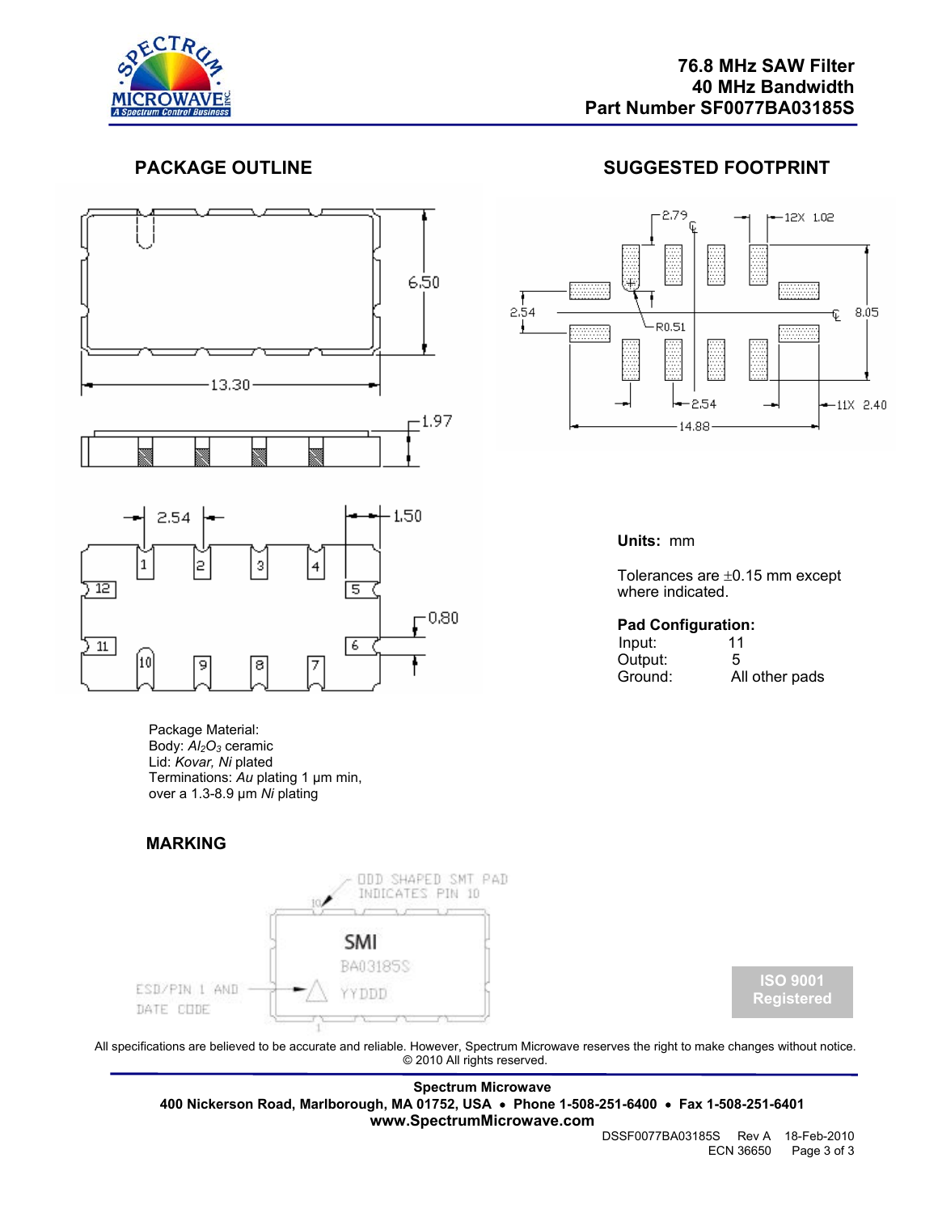# 76.8 MHz SAW Filter
# 40 MHz Bandwidth
# Part Number SF0077BA03185S

## PACKAGE OUTLINE

6.50

13.30

1.97

2.54

1.50

0.80

1 2 3 4 5 6 7 8 9 10 11 12

## SUGGESTED FOOTPRINT

2.79

12X 1.02

2.54

R0.51

8.05

2.54

11X 2.40

14.88

**Units:** mm

Tolerances are ±0.15 mm except where indicated.

**Pad Configuration:**

Input: 11

Output: 5

Ground: All other pads

Package Material:
Body: *$Al_2O_3$* ceramic
Lid: *Kovar, Ni* plated
Terminations: *Au* plating 1 μm min, over a 1.3-8.9 μm *Ni* plating

## MARKING

ODD SHAPED SMT PAD INDICATES PIN 10

SMI

BA03185S

ESD/PIN 1 AND DATE CODE

YYDDD

ISO 9001 Registered

All specifications are believed to be accurate and reliable. However, Spectrum Microwave reserves the right to make changes without notice.
© 2010 All rights reserved.

**Spectrum Microwave**
**400 Nickerson Road, Marlborough, MA 01752, USA • Phone 1-508-251-6400 • Fax 1-508-251-6401**
**www.SpectrumMicrowave.com**

DSSF0077BA03185S Rev A 18-Feb-2010
ECN 36650